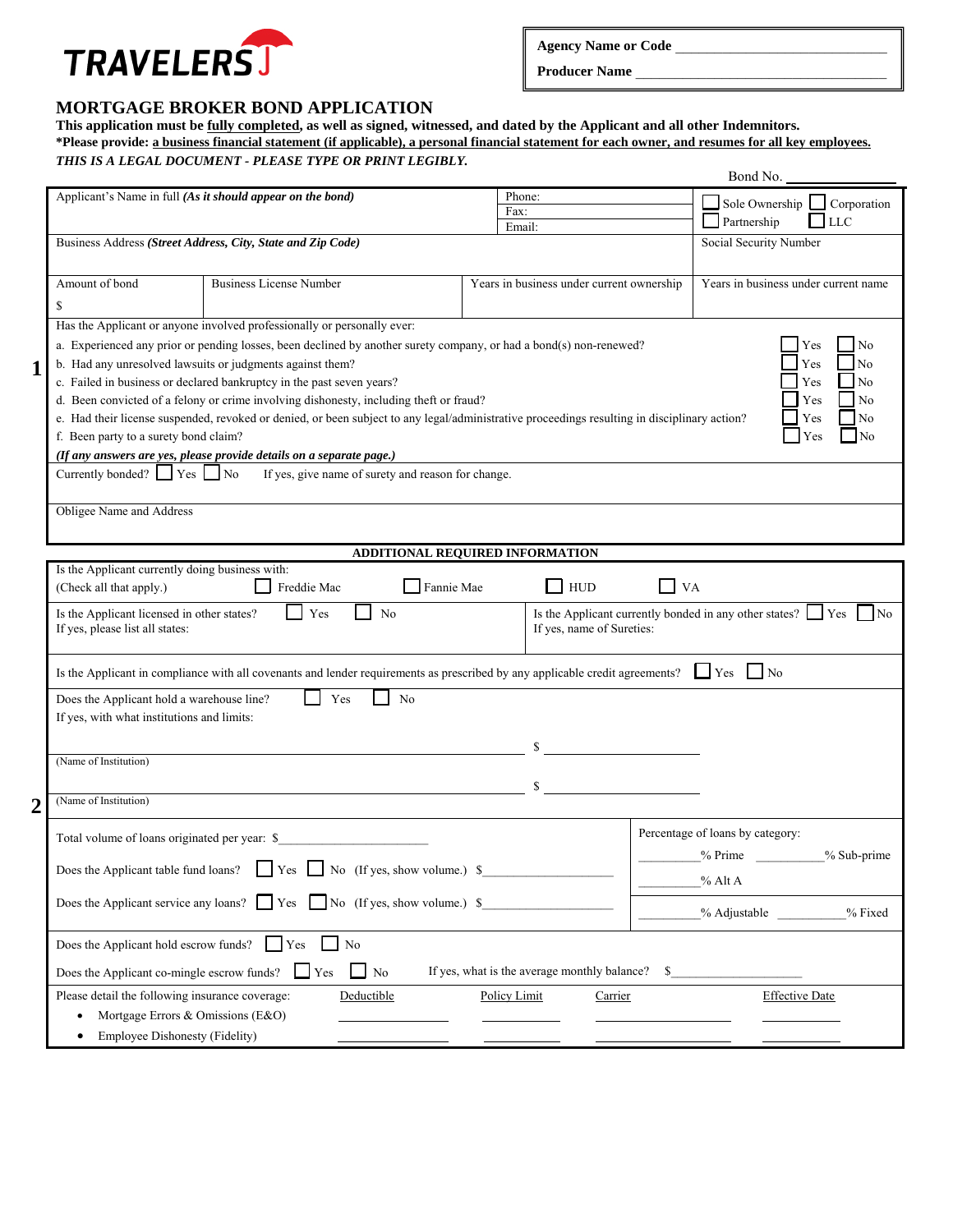TRAVELERS

**Agency Name or Code** ______________________________

**Producer Name** ______________________________

# MORTGAGE BROKER BOND APPLICATION

**This application must be fully completed, as well as signed, witnessed, and dated by the Applicant and all other Indemnitors.**
**\*Please provide: a business financial statement (if applicable), a personal financial statement for each owner, and resumes for all key employees.**
***THIS IS A LEGAL DOCUMENT - PLEASE TYPE OR PRINT LEGIBLY.***

Bond No. ______________

## 1

| | | | |
|---|---|---|---|
| Applicant's Name in full ***(As it should appear on the bond)*** | | Phone: / Fax: / Email: | ☐ Sole Ownership ☐ Corporation ☐ Partnership ☐ LLC |
| Business Address ***(Street Address, City, State and Zip Code)*** | | | Social Security Number |
| Amount of bond $ | Business License Number | Years in business under current ownership | Years in business under current name |

Has the Applicant or anyone involved professionally or personally ever:

a. Experienced any prior or pending losses, been declined by another surety company, or had a bond(s) non-renewed? ☐ Yes ☐ No
b. Had any unresolved lawsuits or judgments against them? ☐ Yes ☐ No
c. Failed in business or declared bankruptcy in the past seven years? ☐ Yes ☐ No
d. Been convicted of a felony or crime involving dishonesty, including theft or fraud? ☐ Yes ☐ No
e. Had their license suspended, revoked or denied, or been subject to any legal/administrative proceedings resulting in disciplinary action? ☐ Yes ☐ No
f. Been party to a surety bond claim? ☐ Yes ☐ No

***(If any answers are yes, please provide details on a separate page.)***

Currently bonded? ☐ Yes ☐ No If yes, give name of surety and reason for change.

Obligee Name and Address

## 2

**ADDITIONAL REQUIRED INFORMATION**

Is the Applicant currently doing business with: (Check all that apply.) ☐ Freddie Mac ☐ Fannie Mae ☐ HUD ☐ VA

Is the Applicant licensed in other states? ☐ Yes ☐ No
If yes, please list all states:

Is the Applicant currently bonded in any other states? ☐ Yes ☐ No
If yes, name of Sureties:

Is the Applicant in compliance with all covenants and lender requirements as prescribed by any applicable credit agreements? ☐ Yes ☐ No

Does the Applicant hold a warehouse line? ☐ Yes ☐ No
If yes, with what institutions and limits:

______________________________ $ ______________
(Name of Institution)

______________________________ $ ______________
(Name of Institution)

Total volume of loans originated per year: $______________________

Does the Applicant table fund loans? ☐ Yes ☐ No (If yes, show volume.) $__________________

Does the Applicant service any loans? ☐ Yes ☐ No (If yes, show volume.) $__________________

Percentage of loans by category:
_________% Prime _________% Sub-prime
_________% Alt A
_________% Adjustable _________% Fixed

Does the Applicant hold escrow funds? ☐ Yes ☐ No

Does the Applicant co-mingle escrow funds? ☐ Yes ☐ No If yes, what is the average monthly balance? $__________________

| Please detail the following insurance coverage: | Deductible | Policy Limit | Carrier | Effective Date |
|---|---|---|---|---|
| • Mortgage Errors & Omissions (E&O) | | | | |
| • Employee Dishonesty (Fidelity) | | | | |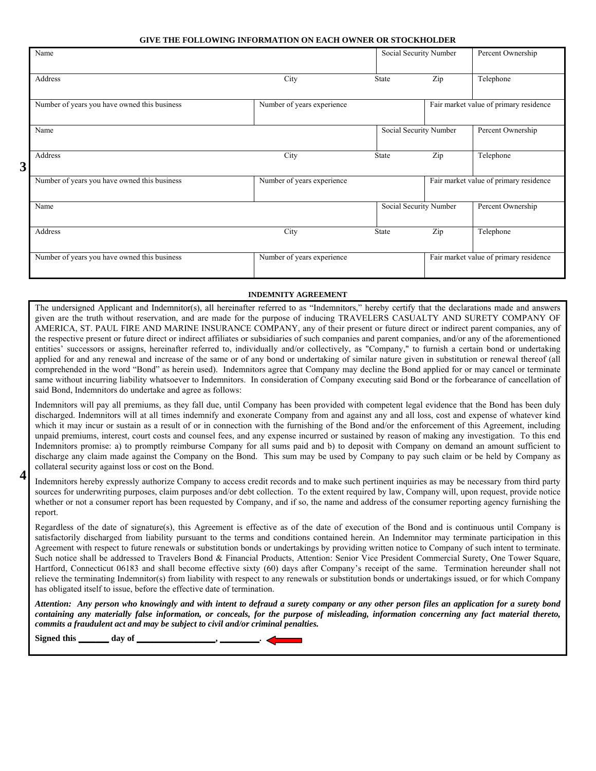**GIVE THE FOLLOWING INFORMATION ON EACH OWNER OR STOCKHOLDER**

3

| Name | | Social Security Number | | Percent Ownership |
|---|---|---|---|---|
| Address | City | State | Zip | Telephone |
| Number of years you have owned this business | Number of years experience | | Fair market value of primary residence | |
| Name | | Social Security Number | | Percent Ownership |
| Address | City | State | Zip | Telephone |
| Number of years you have owned this business | Number of years experience | | Fair market value of primary residence | |
| Name | | Social Security Number | | Percent Ownership |
| Address | City | State | Zip | Telephone |
| Number of years you have owned this business | Number of years experience | | Fair market value of primary residence | |

**INDEMNITY AGREEMENT**

4

The undersigned Applicant and Indemnitor(s), all hereinafter referred to as "Indemnitors," hereby certify that the declarations made and answers given are the truth without reservation, and are made for the purpose of inducing TRAVELERS CASUALTY AND SURETY COMPANY OF AMERICA, ST. PAUL FIRE AND MARINE INSURANCE COMPANY, any of their present or future direct or indirect parent companies, any of the respective present or future direct or indirect affiliates or subsidiaries of such companies and parent companies, and/or any of the aforementioned entities' successors or assigns, hereinafter referred to, individually and/or collectively, as "Company," to furnish a certain bond or undertaking applied for and any renewal and increase of the same or of any bond or undertaking of similar nature given in substitution or renewal thereof (all comprehended in the word "Bond" as herein used). Indemnitors agree that Company may decline the Bond applied for or may cancel or terminate same without incurring liability whatsoever to Indemnitors. In consideration of Company executing said Bond or the forbearance of cancellation of said Bond, Indemnitors do undertake and agree as follows:

Indemnitors will pay all premiums, as they fall due, until Company has been provided with competent legal evidence that the Bond has been duly discharged. Indemnitors will at all times indemnify and exonerate Company from and against any and all loss, cost and expense of whatever kind which it may incur or sustain as a result of or in connection with the furnishing of the Bond and/or the enforcement of this Agreement, including unpaid premiums, interest, court costs and counsel fees, and any expense incurred or sustained by reason of making any investigation. To this end Indemnitors promise: a) to promptly reimburse Company for all sums paid and b) to deposit with Company on demand an amount sufficient to discharge any claim made against the Company on the Bond. This sum may be used by Company to pay such claim or be held by Company as collateral security against loss or cost on the Bond.

Indemnitors hereby expressly authorize Company to access credit records and to make such pertinent inquiries as may be necessary from third party sources for underwriting purposes, claim purposes and/or debt collection. To the extent required by law, Company will, upon request, provide notice whether or not a consumer report has been requested by Company, and if so, the name and address of the consumer reporting agency furnishing the report.

Regardless of the date of signature(s), this Agreement is effective as of the date of execution of the Bond and is continuous until Company is satisfactorily discharged from liability pursuant to the terms and conditions contained herein. An Indemnitor may terminate participation in this Agreement with respect to future renewals or substitution bonds or undertakings by providing written notice to Company of such intent to terminate. Such notice shall be addressed to Travelers Bond & Financial Products, Attention: Senior Vice President Commercial Surety, One Tower Square, Hartford, Connecticut 06183 and shall become effective sixty (60) days after Company's receipt of the same. Termination hereunder shall not relieve the terminating Indemnitor(s) from liability with respect to any renewals or substitution bonds or undertakings issued, or for which Company has obligated itself to issue, before the effective date of termination.

***Attention: Any person who knowingly and with intent to defraud a surety company or any other person files an application for a surety bond containing any materially false information, or conceals, for the purpose of misleading, information concerning any fact material thereto, commits a fraudulent act and may be subject to civil and/or criminal penalties.***

**Signed this \_\_\_\_\_\_\_ day of \_\_\_\_\_\_\_\_\_\_\_\_\_\_\_\_\_\_, \_\_\_\_\_\_\_\_\_.**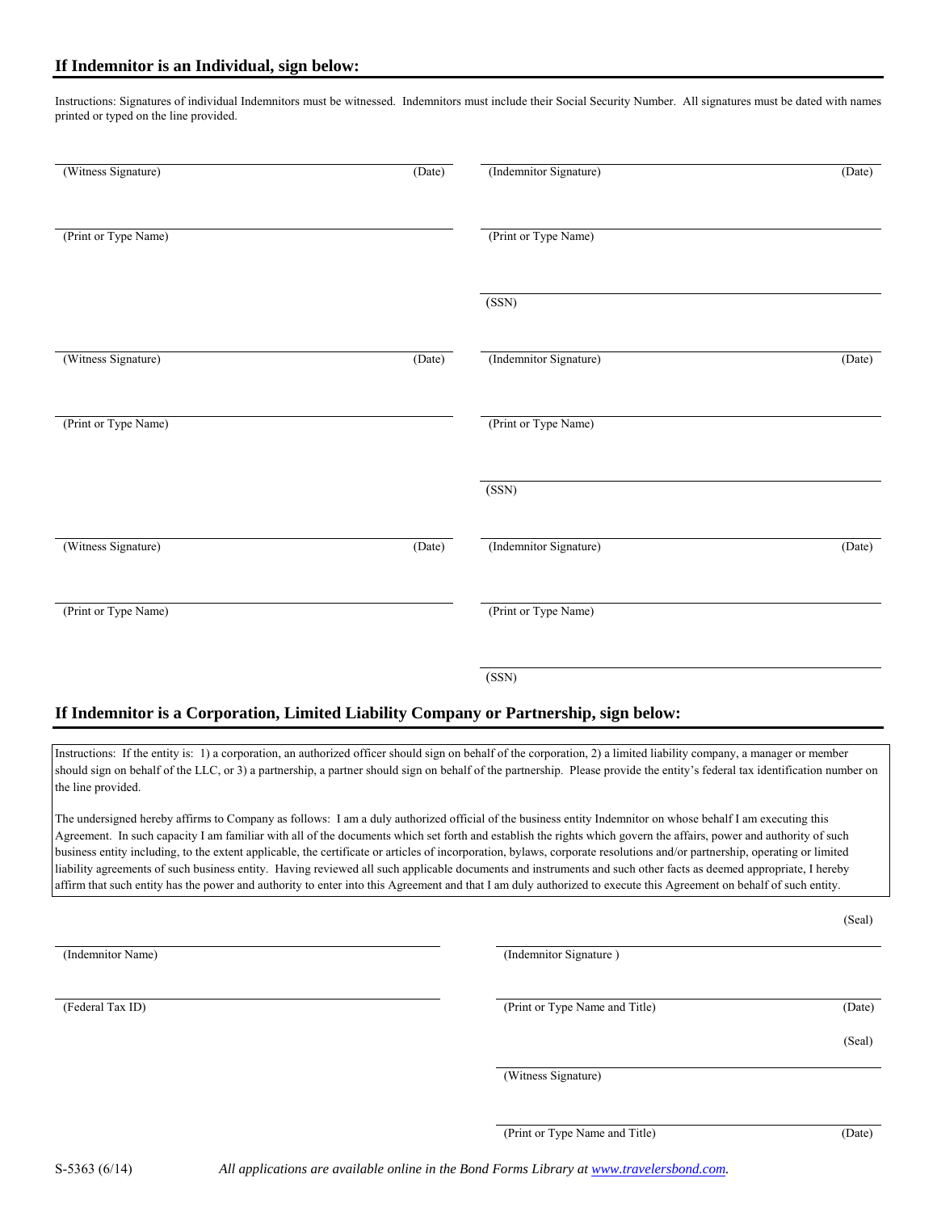## If Indemnitor is an Individual, sign below:

Instructions: Signatures of individual Indemnitors must be witnessed. Indemnitors must include their Social Security Number. All signatures must be dated with names printed or typed on the line provided.

| | |
|---|---|
| (Witness Signature) (Date) | (Indemnitor Signature) (Date) |
| (Print or Type Name) | (Print or Type Name) |
| | (SSN) |
| (Witness Signature) (Date) | (Indemnitor Signature) (Date) |
| (Print or Type Name) | (Print or Type Name) |
| | (SSN) |
| (Witness Signature) (Date) | (Indemnitor Signature) (Date) |
| (Print or Type Name) | (Print or Type Name) |
| | (SSN) |

## If Indemnitor is a Corporation, Limited Liability Company or Partnership, sign below:

Instructions: If the entity is: 1) a corporation, an authorized officer should sign on behalf of the corporation, 2) a limited liability company, a manager or member should sign on behalf of the LLC, or 3) a partnership, a partner should sign on behalf of the partnership. Please provide the entity's federal tax identification number on the line provided.

The undersigned hereby affirms to Company as follows: I am a duly authorized official of the business entity Indemnitor on whose behalf I am executing this Agreement. In such capacity I am familiar with all of the documents which set forth and establish the rights which govern the affairs, power and authority of such business entity including, to the extent applicable, the certificate or articles of incorporation, bylaws, corporate resolutions and/or partnership, operating or limited liability agreements of such business entity. Having reviewed all such applicable documents and instruments and such other facts as deemed appropriate, I hereby affirm that such entity has the power and authority to enter into this Agreement and that I am duly authorized to execute this Agreement on behalf of such entity.

| | |
|---|---|
| | (Seal) |
| (Indemnitor Name) | (Indemnitor Signature ) |
| (Federal Tax ID) | (Print or Type Name and Title) (Date) |
| | (Seal) |
| | (Witness Signature) |
| | (Print or Type Name and Title) (Date) |

S-5363 (6/14) *All applications are available online in the Bond Forms Library at www.travelersbond.com.*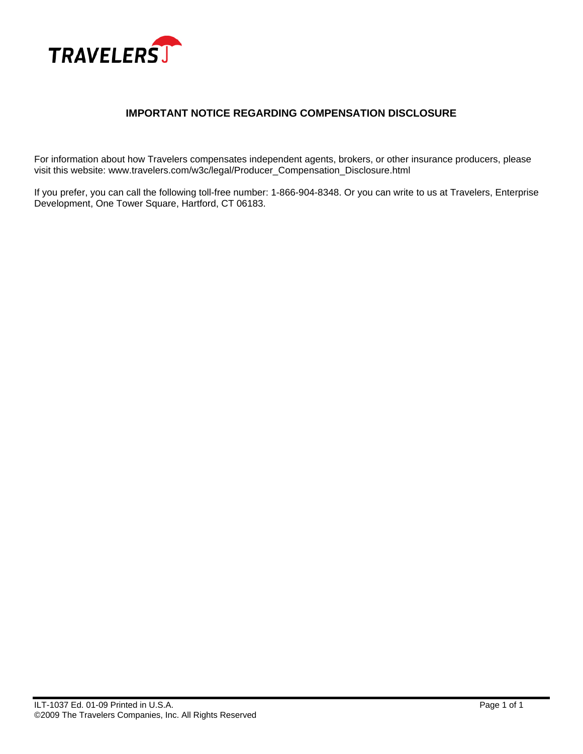# IMPORTANT NOTICE REGARDING COMPENSATION DISCLOSURE

For information about how Travelers compensates independent agents, brokers, or other insurance producers, please visit this website: www.travelers.com/w3c/legal/Producer_Compensation_Disclosure.html

If you prefer, you can call the following toll-free number: 1-866-904-8348. Or you can write to us at Travelers, Enterprise Development, One Tower Square, Hartford, CT 06183.

ILT-1037 Ed. 01-09 Printed in U.S.A.
©2009 The Travelers Companies, Inc. All Rights Reserved